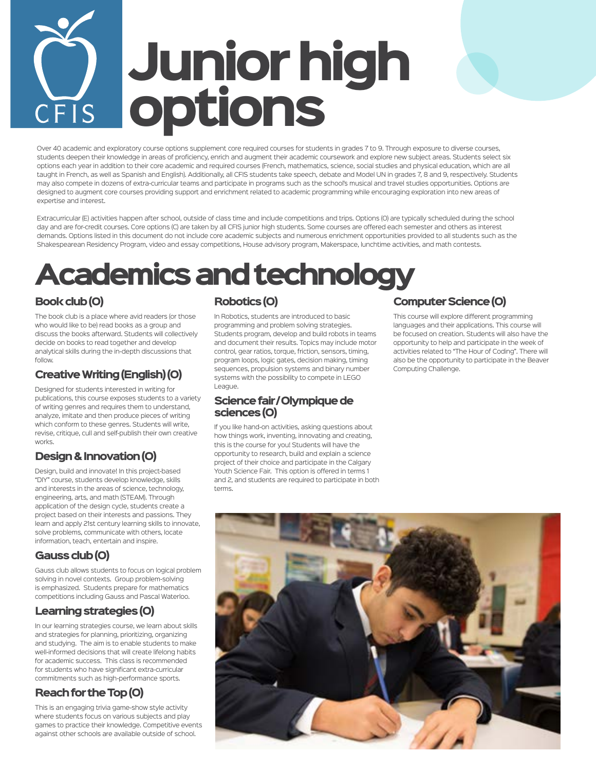# Junior high options

Over 40 academic and exploratory course options supplement core required courses for students in grades 7 to 9. Through exposure to diverse courses, students deepen their knowledge in areas of proficiency, enrich and augment their academic coursework and explore new subject areas. Students select six options each year in addition to their core academic and required courses (French, mathematics, science, social studies and physical education, which are all taught in French, as well as Spanish and English). Additionally, all CFIS students take speech, debate and Model UN in grades 7, 8 and 9, respectively. Students may also compete in dozens of extra-curricular teams and participate in programs such as the school's musical and travel studies opportunities. Options are designed to augment core courses providing support and enrichment related to academic programming while encouraging exploration into new areas of expertise and interest.

Extracurricular (E) activities happen after school, outside of class time and include competitions and trips. Options (O) are typically scheduled during the school day and are for-credit courses. Core options (C) are taken by all CFIS junior high students. Some courses are offered each semester and others as interest demands. Options listed in this document do not include core academic subjects and numerous enrichment opportunities provided to all students such as the Shakespearean Residency Program, video and essay competitions, House advisory program, Makerspace, lunchtime activities, and math contests.

# Academics and technology

### Book club (O)

The book club is a place where avid readers (or those who would like to be) read books as a group and discuss the books afterward. Students will collectively decide on books to read together and develop analytical skills during the in-depth discussions that follow.

### Creative Writing (English) (O)

Designed for students interested in writing for publications, this course exposes students to a variety of writing genres and requires them to understand, analyze, imitate and then produce pieces of writing which conform to these genres. Students will write, revise, critique, cull and self-publish their own creative works.

### Design & Innovation (O)

Design, build and innovate! In this project-based "DIY" course, students develop knowledge, skills and interests in the areas of science, technology, engineering, arts, and math (STEAM). Through application of the design cycle, students create a project based on their interests and passions. They learn and apply 21st century learning skills to innovate, solve problems, communicate with others, locate information, teach, entertain and inspire.

### Gauss club (O)

Gauss club allows students to focus on logical problem solving in novel contexts. Group problem-solving is emphasized. Students prepare for mathematics competitions including Gauss and Pascal Waterloo.

### Learning strategies (O)

In our learning strategies course, we learn about skills and strategies for planning, prioritizing, organizing and studying. The aim is to enable students to make well-informed decisions that will create lifelong habits for academic success. This class is recommended for students who have significant extra-curricular commitments such as high-performance sports.

### Reach for the Top (O)

This is an engaging trivia game-show style activity where students focus on various subjects and play games to practice their knowledge. Competitive events against other schools are available outside of school.

### Robotics (O)

In Robotics, students are introduced to basic programming and problem solving strategies. Students program, develop and build robots in teams and document their results. Topics may include motor control, gear ratios, torque, friction, sensors, timing, program loops, logic gates, decision making, timing sequences, propulsion systems and binary number systems with the possibility to compete in LEGO League.

### Science fair / Olympique de sciences (O)

If you like hand-on activities, asking questions about how things work, inventing, innovating and creating, this is the course for you! Students will have the opportunity to research, build and explain a science project of their choice and participate in the Calgary Youth Science Fair. This option is offered in terms 1 and 2, and students are required to participate in both terms.

### Computer Science (O)

This course will explore different programming languages and their applications. This course will be focused on creation. Students will also have the opportunity to help and participate in the week of activities related to "The Hour of Coding". There will also be the opportunity to participate in the Beaver Computing Challenge.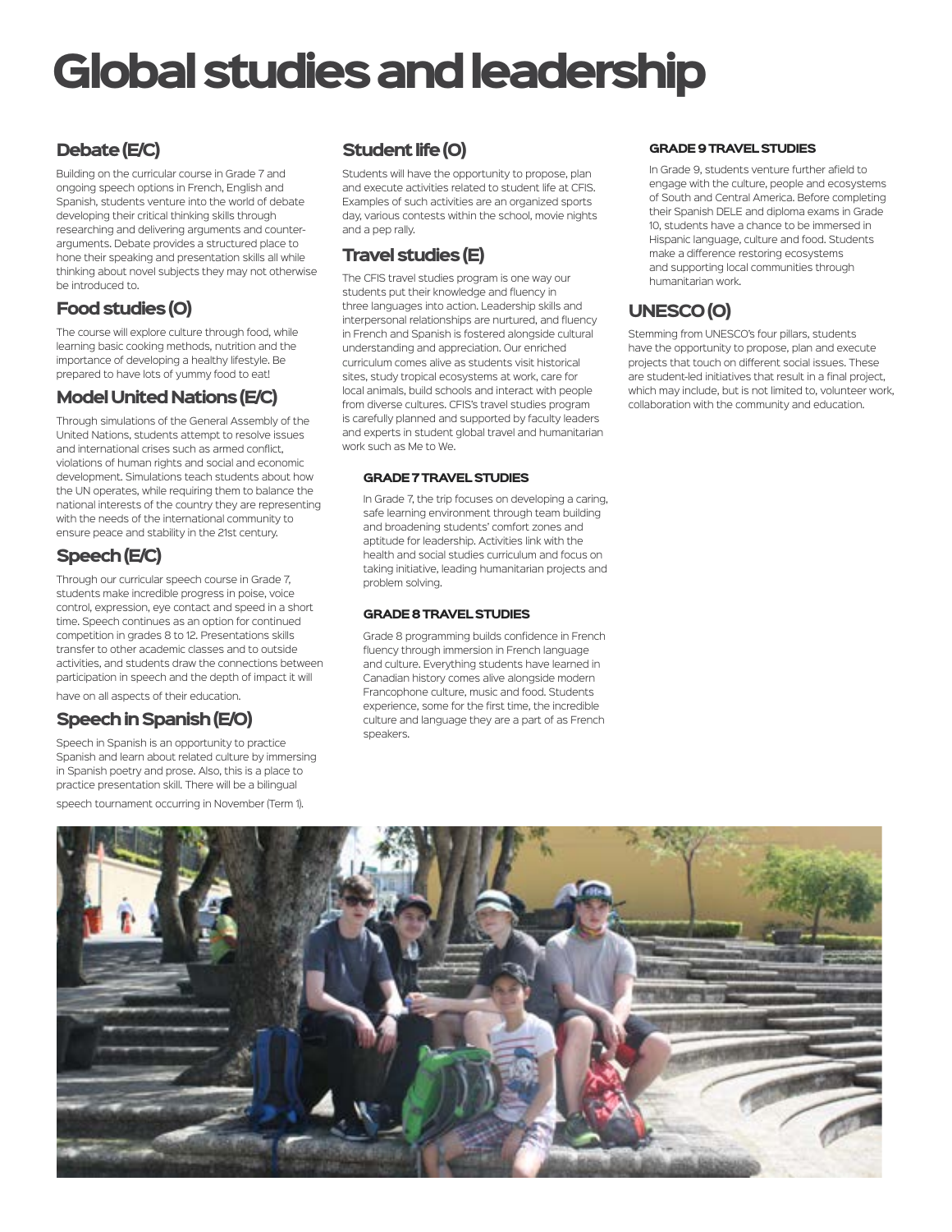# Global studies and leadership

## Debate (E/C)

Building on the curricular course in Grade 7 and ongoing speech options in French, English and Spanish, students venture into the world of debate developing their critical thinking skills through researching and delivering arguments and counter-arguments. Debate provides a structured place to hone their speaking and presentation skills all while thinking about novel subjects they may not otherwise be introduced to.

## Food studies (O)

The course will explore culture through food, while learning basic cooking methods, nutrition and the importance of developing a healthy lifestyle. Be prepared to have lots of yummy food to eat!

## Model United Nations (E/C)

Through simulations of the General Assembly of the United Nations, students attempt to resolve issues and international crises such as armed conflict, violations of human rights and social and economic development. Simulations teach students about how the UN operates, while requiring them to balance the national interests of the country they are representing with the needs of the international community to ensure peace and stability in the 21st century.

## Speech (E/C)

Through our curricular speech course in Grade 7, students make incredible progress in poise, voice control, expression, eye contact and speed in a short time. Speech continues as an option for continued competition in grades 8 to 12. Presentations skills transfer to other academic classes and to outside activities, and students draw the connections between participation in speech and the depth of impact it will have on all aspects of their education.

## Speech in Spanish (E/O)

Speech in Spanish is an opportunity to practice Spanish and learn about related culture by immersing in Spanish poetry and prose. Also, this is a place to practice presentation skill. There will be a bilingual speech tournament occurring in November (Term 1).

## Student life (O)

Students will have the opportunity to propose, plan and execute activities related to student life at CFIS. Examples of such activities are an organized sports day, various contests within the school, movie nights and a pep rally.

## Travel studies (E)

The CFIS travel studies program is one way our students put their knowledge and fluency in three languages into action. Leadership skills and interpersonal relationships are nurtured, and fluency in French and Spanish is fostered alongside cultural understanding and appreciation. Our enriched curriculum comes alive as students visit historical sites, study tropical ecosystems at work, care for local animals, build schools and interact with people from diverse cultures. CFIS's travel studies program is carefully planned and supported by faculty leaders and experts in student global travel and humanitarian work such as Me to We.

#### GRADE 7 TRAVEL STUDIES

In Grade 7, the trip focuses on developing a caring, safe learning environment through team building and broadening students' comfort zones and aptitude for leadership. Activities link with the health and social studies curriculum and focus on taking initiative, leading humanitarian projects and problem solving.

#### GRADE 8 TRAVEL STUDIES

Grade 8 programming builds confidence in French fluency through immersion in French language and culture. Everything students have learned in Canadian history comes alive alongside modern Francophone culture, music and food. Students experience, some for the first time, the incredible culture and language they are a part of as French speakers.

#### GRADE 9 TRAVEL STUDIES

In Grade 9, students venture further afield to engage with the culture, people and ecosystems of South and Central America. Before completing their Spanish DELE and diploma exams in Grade 10, students have a chance to be immersed in Hispanic language, culture and food. Students make a difference restoring ecosystems and supporting local communities through humanitarian work.

## UNESCO (O)

Stemming from UNESCO's four pillars, students have the opportunity to propose, plan and execute projects that touch on different social issues. These are student-led initiatives that result in a final project, which may include, but is not limited to, volunteer work, collaboration with the community and education.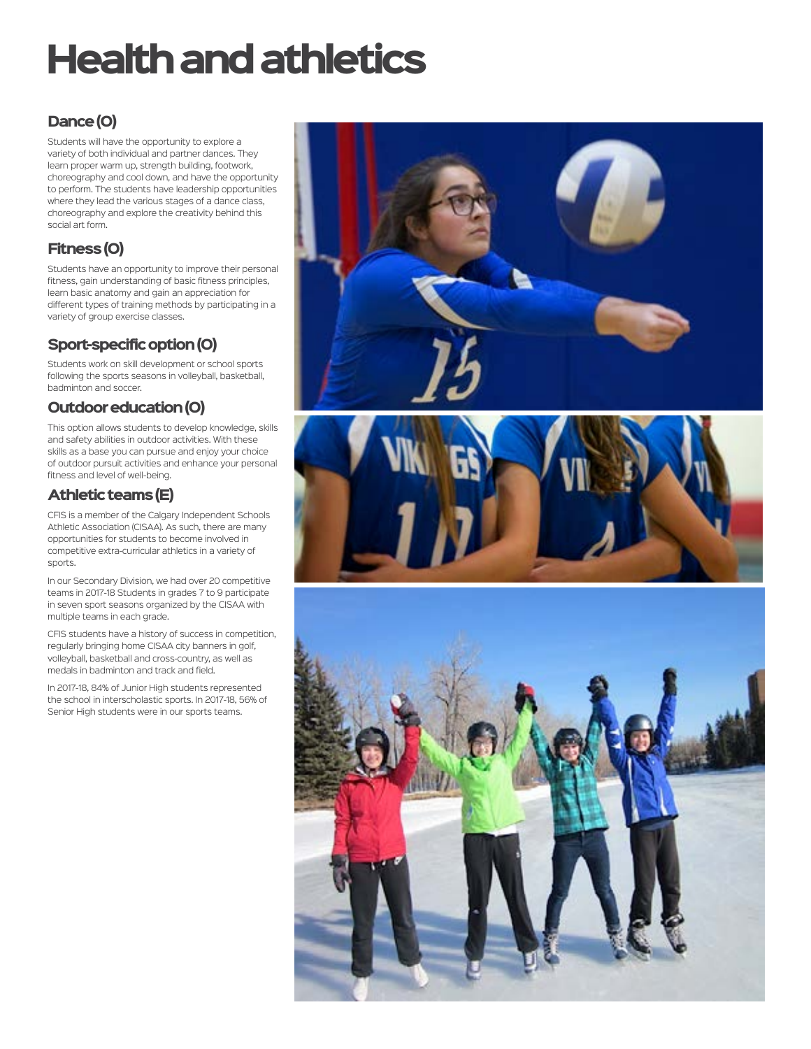# Health and athletics

## Dance (O)

Students will have the opportunity to explore a variety of both individual and partner dances. They learn proper warm up, strength building, footwork, choreography and cool down, and have the opportunity to perform. The students have leadership opportunities where they lead the various stages of a dance class, choreography and explore the creativity behind this social art form.

## Fitness (O)

Students have an opportunity to improve their personal fitness, gain understanding of basic fitness principles, learn basic anatomy and gain an appreciation for different types of training methods by participating in a variety of group exercise classes.

## Sport-specific option (O)

Students work on skill development or school sports following the sports seasons in volleyball, basketball, badminton and soccer.

## Outdoor education (O)

This option allows students to develop knowledge, skills and safety abilities in outdoor activities. With these skills as a base you can pursue and enjoy your choice of outdoor pursuit activities and enhance your personal fitness and level of well-being.

## Athletic teams (E)

CFIS is a member of the Calgary Independent Schools Athletic Association (CISAA). As such, there are many opportunities for students to become involved in competitive extra-curricular athletics in a variety of sports.

In our Secondary Division, we had over 20 competitive teams in 2017-18 Students in grades 7 to 9 participate in seven sport seasons organized by the CISAA with multiple teams in each grade.

CFIS students have a history of success in competition, regularly bringing home CISAA city banners in golf, volleyball, basketball and cross-country, as well as medals in badminton and track and field.

In 2017-18, 84% of Junior High students represented the school in interscholastic sports. In 2017-18, 56% of Senior High students were in our sports teams.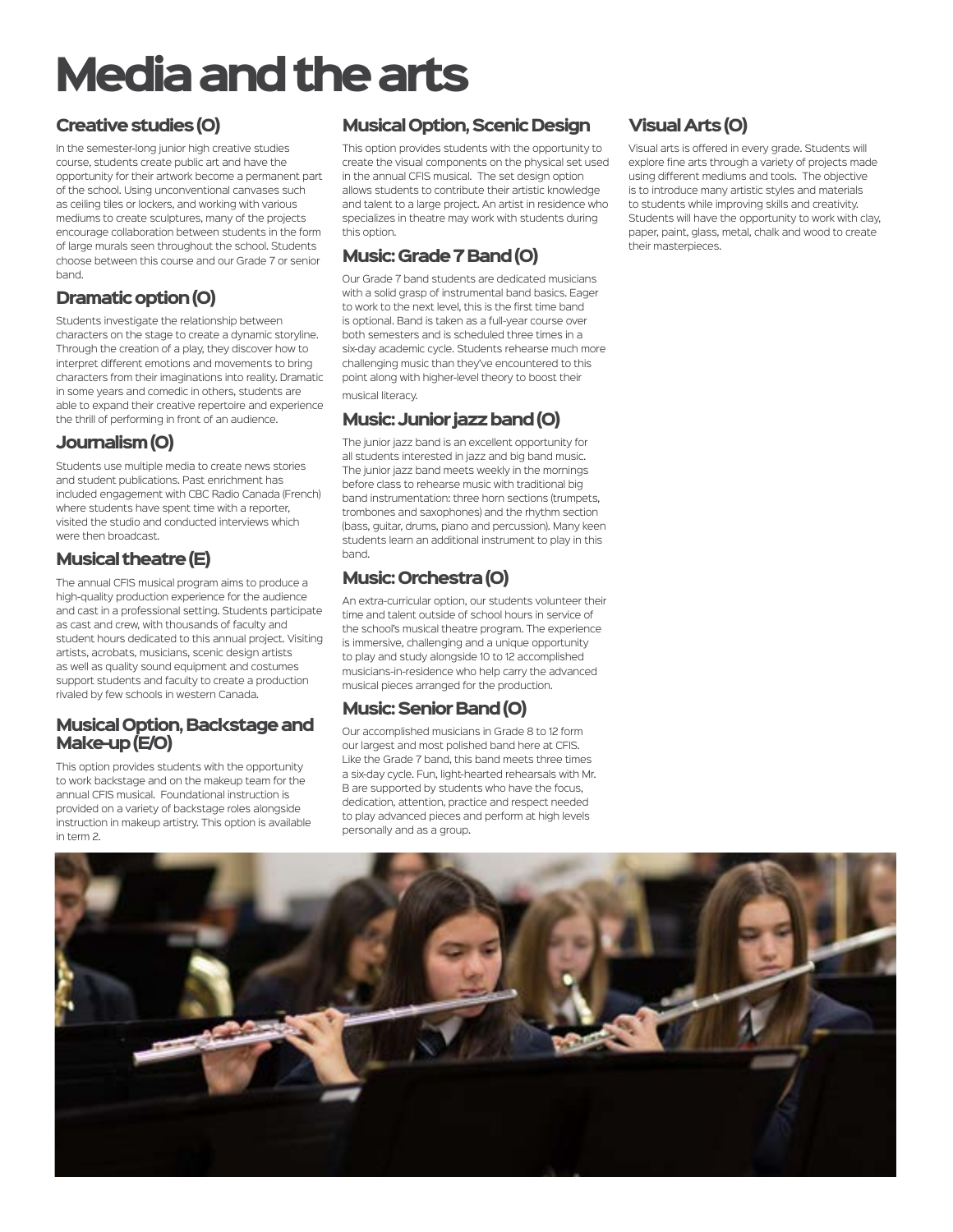# Media and the arts

## Creative studies (O)

In the semester-long junior high creative studies course, students create public art and have the opportunity for their artwork become a permanent part of the school. Using unconventional canvases such as ceiling tiles or lockers, and working with various mediums to create sculptures, many of the projects encourage collaboration between students in the form of large murals seen throughout the school. Students choose between this course and our Grade 7 or senior band.

## Dramatic option (O)

Students investigate the relationship between characters on the stage to create a dynamic storyline. Through the creation of a play, they discover how to interpret different emotions and movements to bring characters from their imaginations into reality. Dramatic in some years and comedic in others, students are able to expand their creative repertoire and experience the thrill of performing in front of an audience.

## Journalism (O)

Students use multiple media to create news stories and student publications. Past enrichment has included engagement with CBC Radio Canada (French) where students have spent time with a reporter, visited the studio and conducted interviews which were then broadcast.

## Musical theatre (E)

The annual CFIS musical program aims to produce a high-quality production experience for the audience and cast in a professional setting. Students participate as cast and crew, with thousands of faculty and student hours dedicated to this annual project. Visiting artists, acrobats, musicians, scenic design artists as well as quality sound equipment and costumes support students and faculty to create a production rivaled by few schools in western Canada.

## Musical Option, Backstage and Make-up (E/O)

This option provides students with the opportunity to work backstage and on the makeup team for the annual CFIS musical. Foundational instruction is provided on a variety of backstage roles alongside instruction in makeup artistry. This option is available in term 2.

## Musical Option, Scenic Design

This option provides students with the opportunity to create the visual components on the physical set used in the annual CFIS musical. The set design option allows students to contribute their artistic knowledge and talent to a large project. An artist in residence who specializes in theatre may work with students during this option.

## Music: Grade 7 Band (O)

Our Grade 7 band students are dedicated musicians with a solid grasp of instrumental band basics. Eager to work to the next level, this is the first time band is optional. Band is taken as a full-year course over both semesters and is scheduled three times in a six-day academic cycle. Students rehearse much more challenging music than they've encountered to this point along with higher-level theory to boost their musical literacy.

## Music: Junior jazz band (O)

The junior jazz band is an excellent opportunity for all students interested in jazz and big band music. The junior jazz band meets weekly in the mornings before class to rehearse music with traditional big band instrumentation: three horn sections (trumpets, trombones and saxophones) and the rhythm section (bass, guitar, drums, piano and percussion). Many keen students learn an additional instrument to play in this band.

## Music: Orchestra (O)

An extra-curricular option, our students volunteer their time and talent outside of school hours in service of the school's musical theatre program. The experience is immersive, challenging and a unique opportunity to play and study alongside 10 to 12 accomplished musicians-in-residence who help carry the advanced musical pieces arranged for the production.

## Music: Senior Band (O)

Our accomplished musicians in Grade 8 to 12 form our largest and most polished band here at CFIS. Like the Grade 7 band, this band meets three times a six-day cycle. Fun, light-hearted rehearsals with Mr. B are supported by students who have the focus, dedication, attention, practice and respect needed to play advanced pieces and perform at high levels personally and as a group.

## Visual Arts (O)

Visual arts is offered in every grade. Students will explore fine arts through a variety of projects made using different mediums and tools. The objective is to introduce many artistic styles and materials to students while improving skills and creativity. Students will have the opportunity to work with clay, paper, paint, glass, metal, chalk and wood to create their masterpieces.